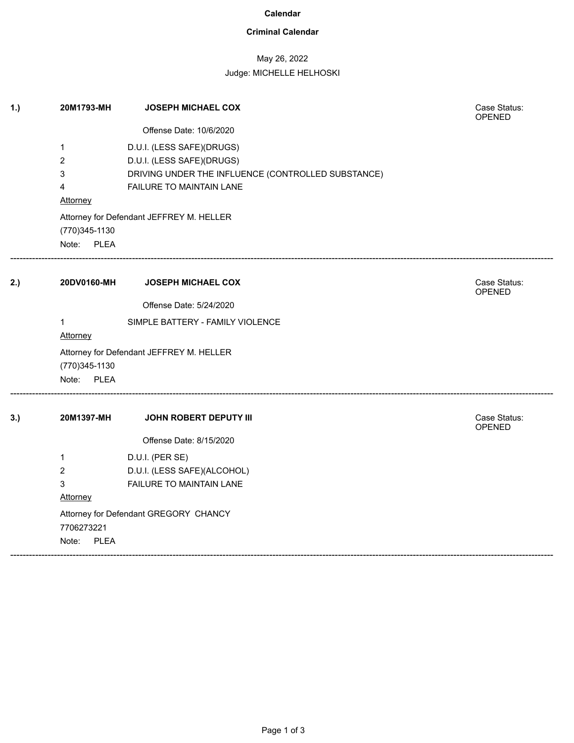# Calendar

## Criminal Calendar

May 26, 2022

Judge: MICHELLE HELHOSKI

---

**1.)** **20M1793-MH** **JOSEPH MICHAEL COX** Case Status: OPENED

Offense Date: 10/6/2020

1 D.U.I. (LESS SAFE)(DRUGS)
2 D.U.I. (LESS SAFE)(DRUGS)
3 DRIVING UNDER THE INFLUENCE (CONTROLLED SUBSTANCE)
4 FAILURE TO MAINTAIN LANE

Attorney

Attorney for Defendant JEFFREY M. HELLER
(770)345-1130

Note: PLEA

---

**2.)** **20DV0160-MH** **JOSEPH MICHAEL COX** Case Status: OPENED

Offense Date: 5/24/2020

1 SIMPLE BATTERY - FAMILY VIOLENCE

Attorney

Attorney for Defendant JEFFREY M. HELLER
(770)345-1130

Note: PLEA

---

**3.)** **20M1397-MH** **JOHN ROBERT DEPUTY III** Case Status: OPENED

Offense Date: 8/15/2020

1 D.U.I. (PER SE)
2 D.U.I. (LESS SAFE)(ALCOHOL)
3 FAILURE TO MAINTAIN LANE

Attorney

Attorney for Defendant GREGORY CHANCY
7706273221

Note: PLEA

---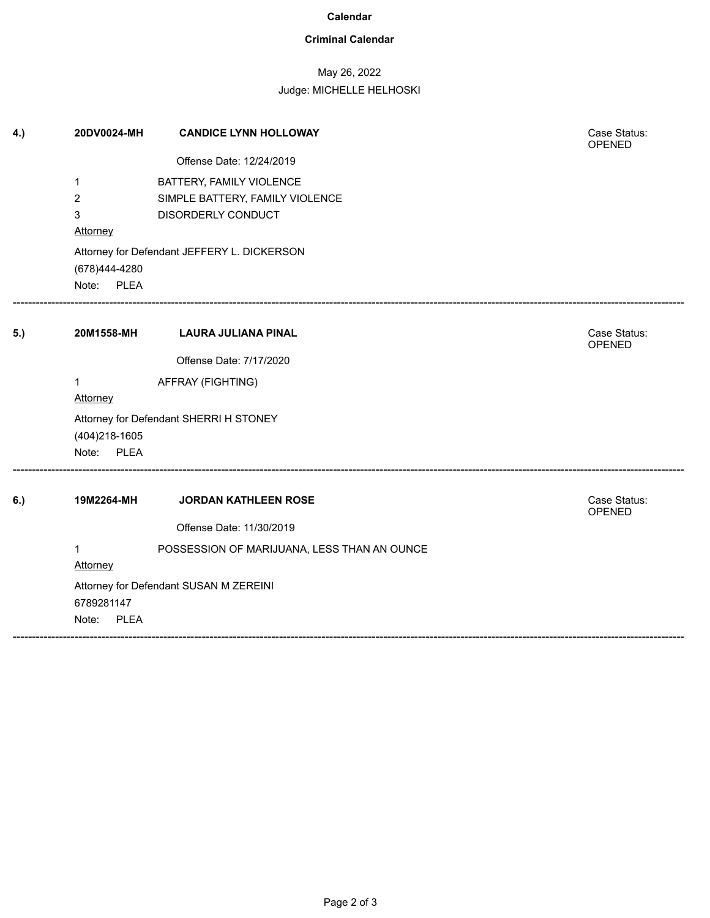**Calendar**

**Criminal Calendar**

May 26, 2022

Judge: MICHELLE HELHOSKI

**4.)** **20DV0024-MH** **CANDICE LYNN HOLLOWAY** Case Status: OPENED

Offense Date: 12/24/2019

1 BATTERY, FAMILY VIOLENCE

2 SIMPLE BATTERY, FAMILY VIOLENCE

3 DISORDERLY CONDUCT

Attorney

Attorney for Defendant JEFFERY L. DICKERSON

(678)444-4280

Note: PLEA

---

**5.)** **20M1558-MH** **LAURA JULIANA PINAL** Case Status: OPENED

Offense Date: 7/17/2020

1 AFFRAY (FIGHTING)

Attorney

Attorney for Defendant SHERRI H STONEY

(404)218-1605

Note: PLEA

---

**6.)** **19M2264-MH** **JORDAN KATHLEEN ROSE** Case Status: OPENED

Offense Date: 11/30/2019

1 POSSESSION OF MARIJUANA, LESS THAN AN OUNCE

Attorney

Attorney for Defendant SUSAN M ZEREINI

6789281147

Note: PLEA

---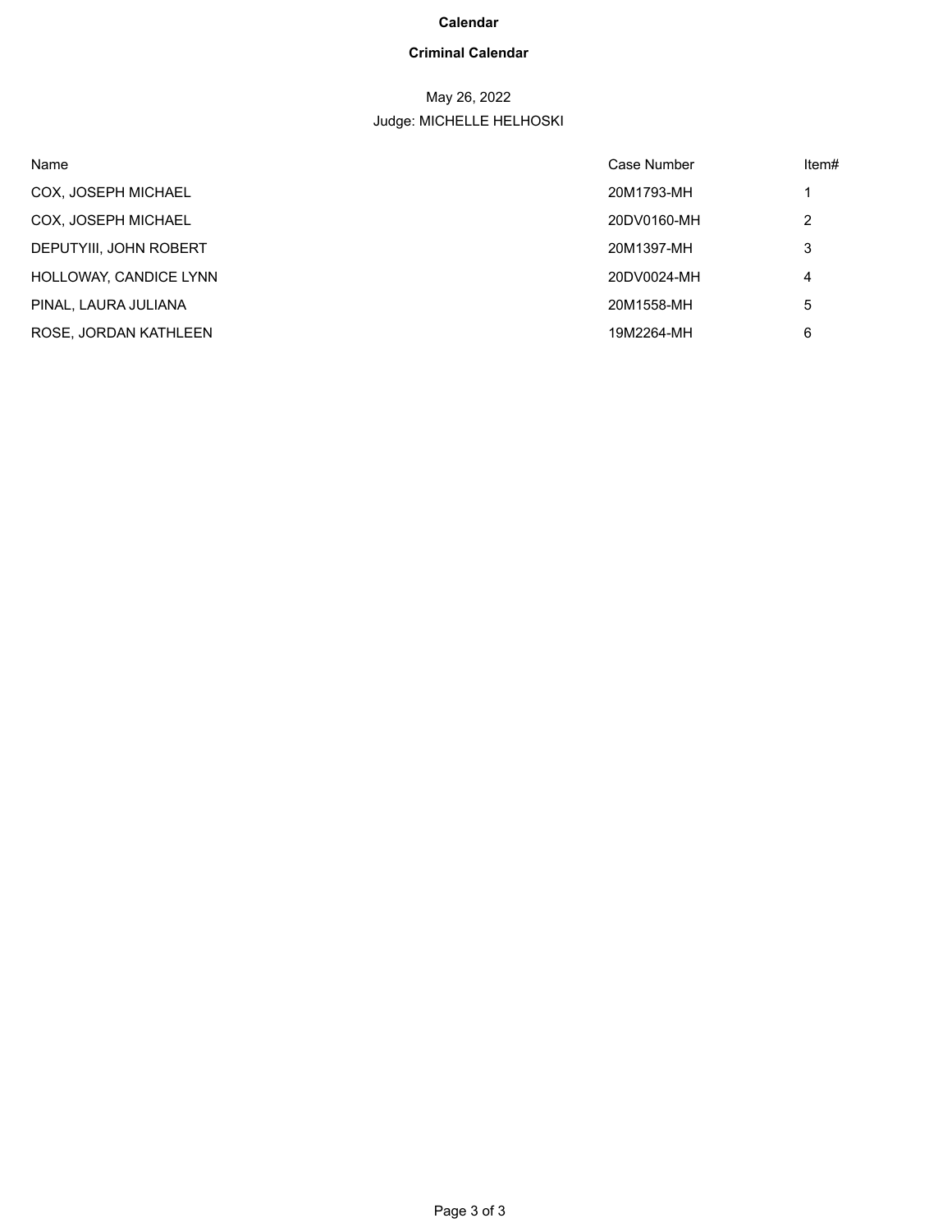**Calendar**

**Criminal Calendar**

May 26, 2022

Judge: MICHELLE HELHOSKI

| Name | Case Number | Item# |
|---|---|---|
| COX, JOSEPH MICHAEL | 20M1793-MH | 1 |
| COX, JOSEPH MICHAEL | 20DV0160-MH | 2 |
| DEPUTYIII, JOHN ROBERT | 20M1397-MH | 3 |
| HOLLOWAY, CANDICE LYNN | 20DV0024-MH | 4 |
| PINAL, LAURA JULIANA | 20M1558-MH | 5 |
| ROSE, JORDAN KATHLEEN | 19M2264-MH | 6 |